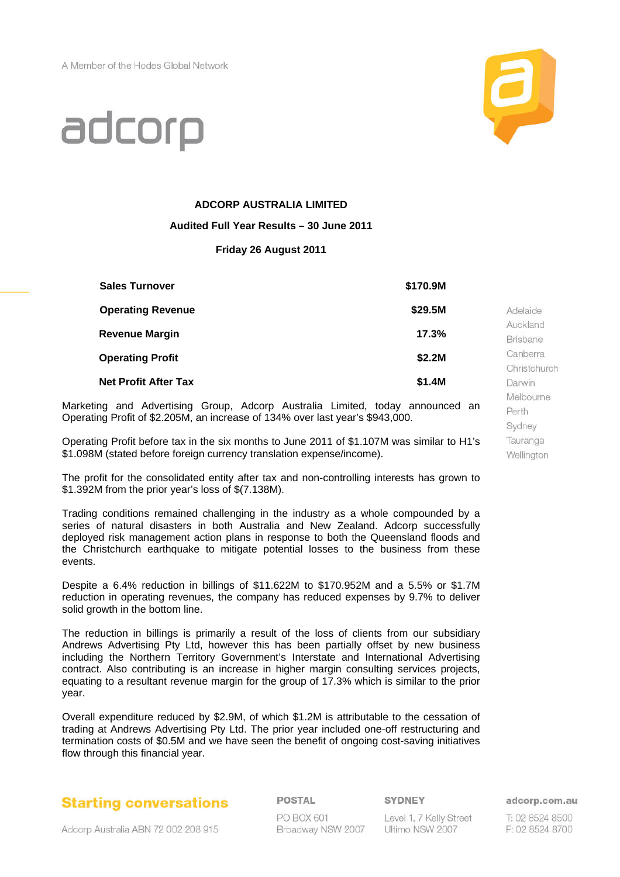A Member of the Hodes Global Network

# adcorp

**ADCORP AUSTRALIA LIMITED**

**Audited Full Year Results – 30 June 2011**

**Friday 26 August 2011**

| | |
|---|---|
| **Sales Turnover** | **$170.9M** |
| **Operating Revenue** | **$29.5M** |
| **Revenue Margin** | **17.3%** |
| **Operating Profit** | **$2.2M** |
| **Net Profit After Tax** | **$1.4M** |

Adelaide
Auckland
Brisbane
Canberra
Christchurch
Darwin
Melbourne
Perth
Sydney
Tauranga
Wellington

Marketing and Advertising Group, Adcorp Australia Limited, today announced an Operating Profit of $2.205M, an increase of 134% over last year's $943,000.

Operating Profit before tax in the six months to June 2011 of $1.107M was similar to H1's $1.098M (stated before foreign currency translation expense/income).

The profit for the consolidated entity after tax and non-controlling interests has grown to $1.392M from the prior year's loss of $(7.138M).

Trading conditions remained challenging in the industry as a whole compounded by a series of natural disasters in both Australia and New Zealand. Adcorp successfully deployed risk management action plans in response to both the Queensland floods and the Christchurch earthquake to mitigate potential losses to the business from these events.

Despite a 6.4% reduction in billings of $11.622M to $170.952M and a 5.5% or $1.7M reduction in operating revenues, the company has reduced expenses by 9.7% to deliver solid growth in the bottom line.

The reduction in billings is primarily a result of the loss of clients from our subsidiary Andrews Advertising Pty Ltd, however this has been partially offset by new business including the Northern Territory Government's Interstate and International Advertising contract. Also contributing is an increase in higher margin consulting services projects, equating to a resultant revenue margin for the group of 17.3% which is similar to the prior year.

Overall expenditure reduced by $2.9M, of which $1.2M is attributable to the cessation of trading at Andrews Advertising Pty Ltd. The prior year included one-off restructuring and termination costs of $0.5M and we have seen the benefit of ongoing cost-saving initiatives flow through this financial year.

**Starting conversations**

Adcorp Australia ABN 72 002 208 915

**POSTAL**
PO BOX 601
Broadway NSW 2007

**SYDNEY**
Level 1, 7 Kelly Street
Ultimo NSW 2007

**adcorp.com.au**
T: 02 8524 8500
F: 02 8524 8700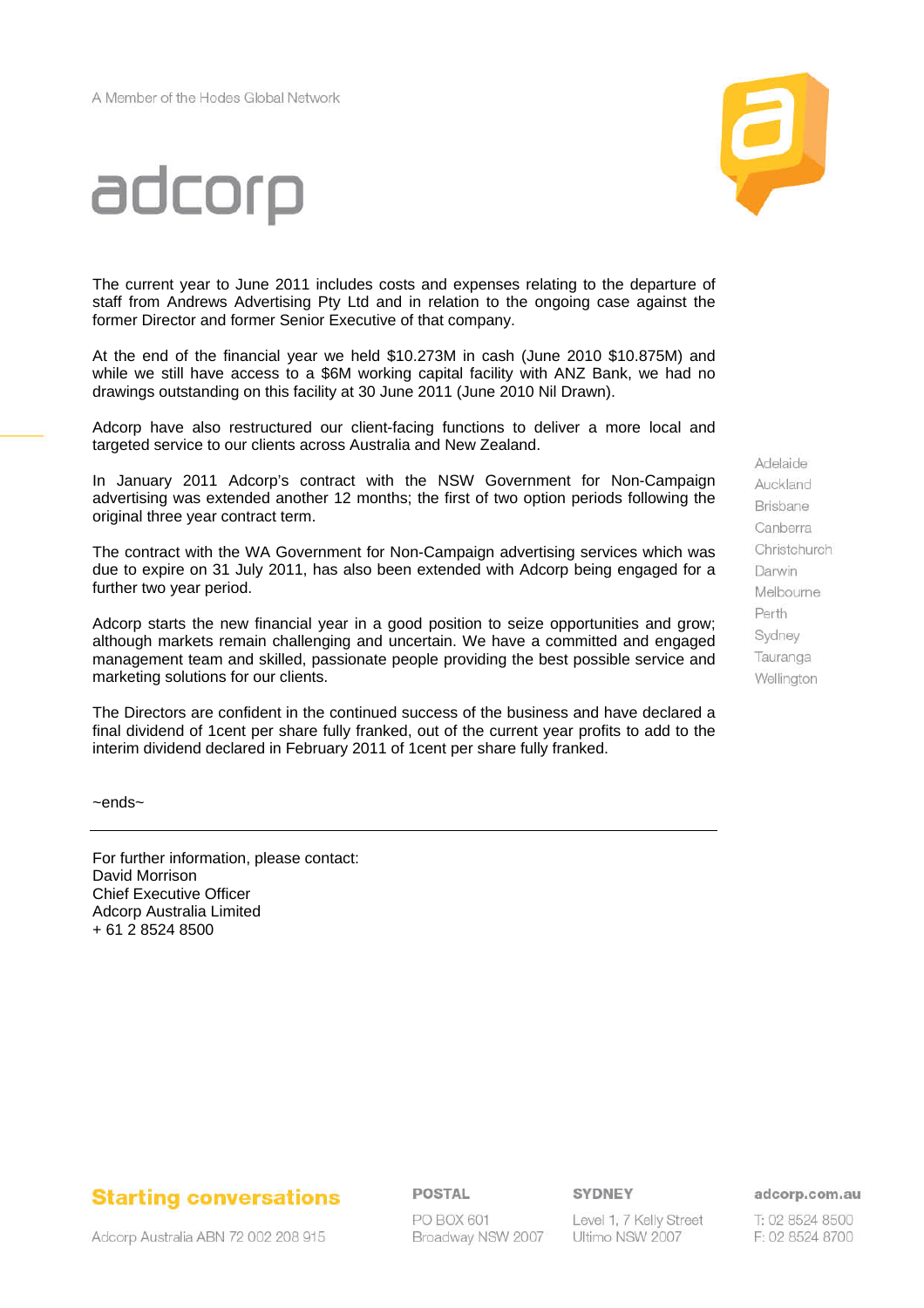The current year to June 2011 includes costs and expenses relating to the departure of staff from Andrews Advertising Pty Ltd and in relation to the ongoing case against the former Director and former Senior Executive of that company.

At the end of the financial year we held $10.273M in cash (June 2010 $10.875M) and while we still have access to a $6M working capital facility with ANZ Bank, we had no drawings outstanding on this facility at 30 June 2011 (June 2010 Nil Drawn).

Adcorp have also restructured our client-facing functions to deliver a more local and targeted service to our clients across Australia and New Zealand.

In January 2011 Adcorp's contract with the NSW Government for Non-Campaign advertising was extended another 12 months; the first of two option periods following the original three year contract term.

The contract with the WA Government for Non-Campaign advertising services which was due to expire on 31 July 2011, has also been extended with Adcorp being engaged for a further two year period.

Adcorp starts the new financial year in a good position to seize opportunities and grow; although markets remain challenging and uncertain. We have a committed and engaged management team and skilled, passionate people providing the best possible service and marketing solutions for our clients.

The Directors are confident in the continued success of the business and have declared a final dividend of 1cent per share fully franked, out of the current year profits to add to the interim dividend declared in February 2011 of 1cent per share fully franked.

~ends~

---

For further information, please contact:
David Morrison
Chief Executive Officer
Adcorp Australia Limited
+ 61 2 8524 8500